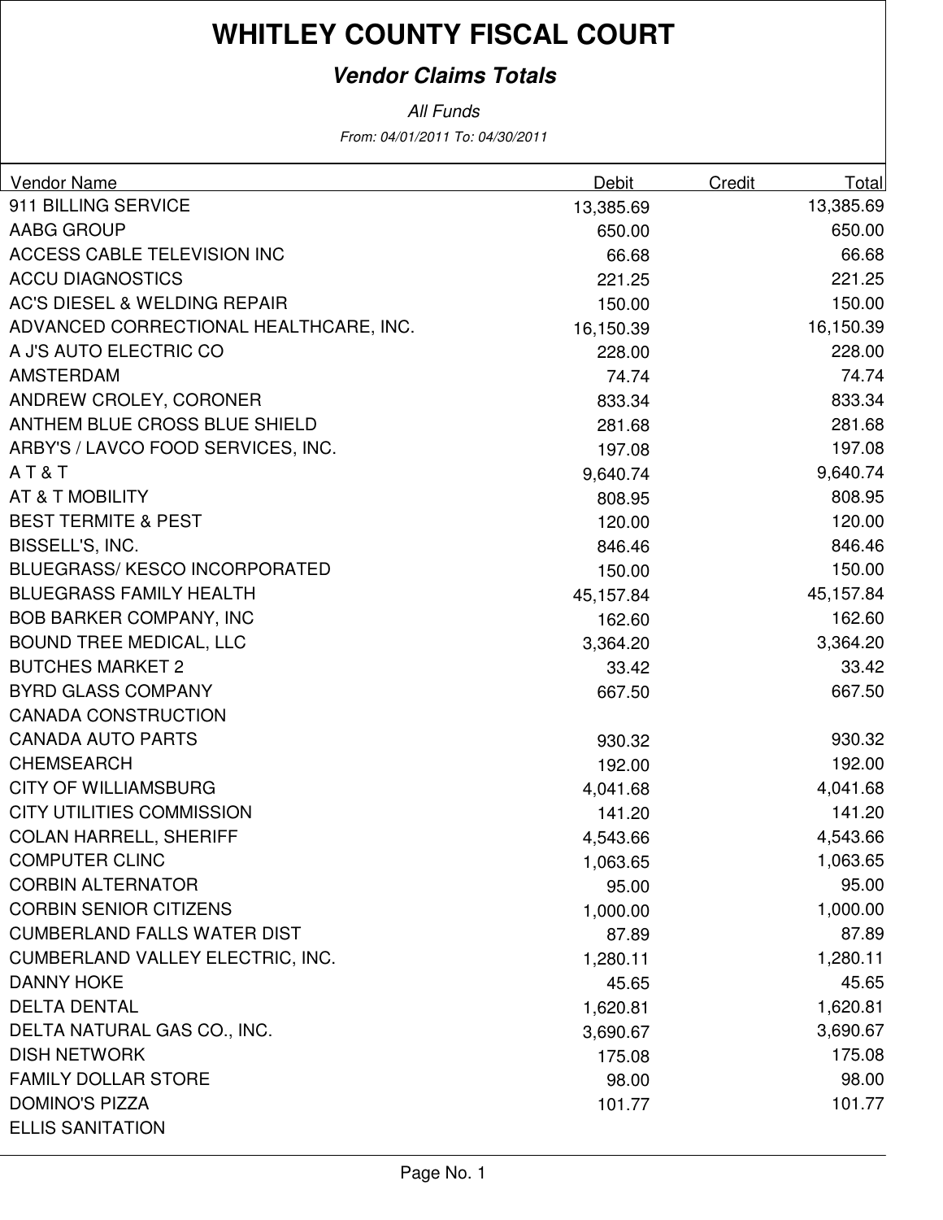# WHITLEY COUNTY FISCAL COURT

## *Vendor Claims Totals*

*All Funds*

*From: 04/01/2011 To: 04/30/2011*

| Vendor Name | Debit | Credit | Total |
|---|---|---|---|
| 911 BILLING SERVICE | 13,385.69 | | 13,385.69 |
| AABG GROUP | 650.00 | | 650.00 |
| ACCESS CABLE TELEVISION INC | 66.68 | | 66.68 |
| ACCU DIAGNOSTICS | 221.25 | | 221.25 |
| AC'S DIESEL & WELDING REPAIR | 150.00 | | 150.00 |
| ADVANCED CORRECTIONAL HEALTHCARE, INC. | 16,150.39 | | 16,150.39 |
| A J'S AUTO ELECTRIC CO | 228.00 | | 228.00 |
| AMSTERDAM | 74.74 | | 74.74 |
| ANDREW CROLEY, CORONER | 833.34 | | 833.34 |
| ANTHEM BLUE CROSS BLUE SHIELD | 281.68 | | 281.68 |
| ARBY'S / LAVCO FOOD SERVICES, INC. | 197.08 | | 197.08 |
| A T & T | 9,640.74 | | 9,640.74 |
| AT & T MOBILITY | 808.95 | | 808.95 |
| BEST TERMITE & PEST | 120.00 | | 120.00 |
| BISSELL'S, INC. | 846.46 | | 846.46 |
| BLUEGRASS/ KESCO INCORPORATED | 150.00 | | 150.00 |
| BLUEGRASS FAMILY HEALTH | 45,157.84 | | 45,157.84 |
| BOB BARKER COMPANY, INC | 162.60 | | 162.60 |
| BOUND TREE MEDICAL, LLC | 3,364.20 | | 3,364.20 |
| BUTCHES MARKET 2 | 33.42 | | 33.42 |
| BYRD GLASS COMPANY | 667.50 | | 667.50 |
| CANADA CONSTRUCTION | | | |
| CANADA AUTO PARTS | 930.32 | | 930.32 |
| CHEMSEARCH | 192.00 | | 192.00 |
| CITY OF WILLIAMSBURG | 4,041.68 | | 4,041.68 |
| CITY UTILITIES COMMISSION | 141.20 | | 141.20 |
| COLAN HARRELL, SHERIFF | 4,543.66 | | 4,543.66 |
| COMPUTER CLINC | 1,063.65 | | 1,063.65 |
| CORBIN ALTERNATOR | 95.00 | | 95.00 |
| CORBIN SENIOR CITIZENS | 1,000.00 | | 1,000.00 |
| CUMBERLAND FALLS WATER DIST | 87.89 | | 87.89 |
| CUMBERLAND VALLEY ELECTRIC, INC. | 1,280.11 | | 1,280.11 |
| DANNY HOKE | 45.65 | | 45.65 |
| DELTA DENTAL | 1,620.81 | | 1,620.81 |
| DELTA NATURAL GAS CO., INC. | 3,690.67 | | 3,690.67 |
| DISH NETWORK | 175.08 | | 175.08 |
| FAMILY DOLLAR STORE | 98.00 | | 98.00 |
| DOMINO'S PIZZA | 101.77 | | 101.77 |
| ELLIS SANITATION | | | |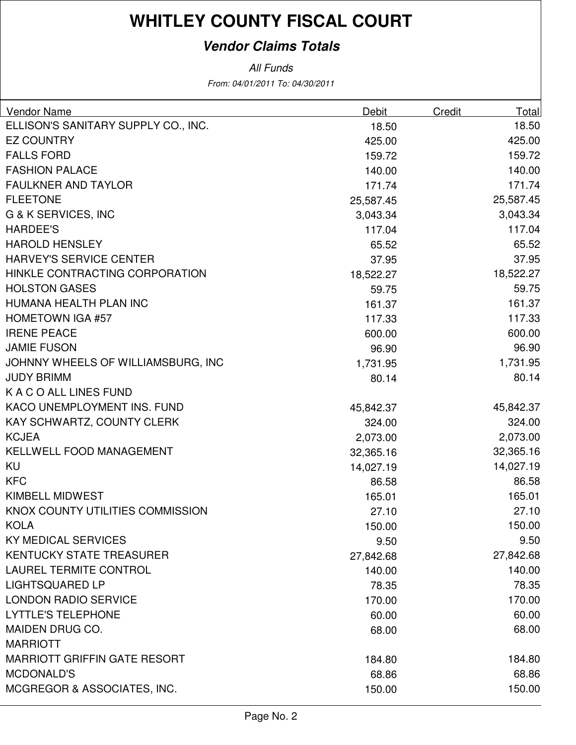# WHITLEY COUNTY FISCAL COURT

## *Vendor Claims Totals*

*All Funds*

*From: 04/01/2011 To: 04/30/2011*

| Vendor Name | Debit | Credit | Total |
|---|---|---|---|
| ELLISON'S SANITARY SUPPLY CO., INC. | 18.50 | | 18.50 |
| EZ COUNTRY | 425.00 | | 425.00 |
| FALLS FORD | 159.72 | | 159.72 |
| FASHION PALACE | 140.00 | | 140.00 |
| FAULKNER AND TAYLOR | 171.74 | | 171.74 |
| FLEETONE | 25,587.45 | | 25,587.45 |
| G & K SERVICES, INC | 3,043.34 | | 3,043.34 |
| HARDEE'S | 117.04 | | 117.04 |
| HAROLD HENSLEY | 65.52 | | 65.52 |
| HARVEY'S SERVICE CENTER | 37.95 | | 37.95 |
| HINKLE CONTRACTING CORPORATION | 18,522.27 | | 18,522.27 |
| HOLSTON GASES | 59.75 | | 59.75 |
| HUMANA HEALTH PLAN INC | 161.37 | | 161.37 |
| HOMETOWN IGA #57 | 117.33 | | 117.33 |
| IRENE PEACE | 600.00 | | 600.00 |
| JAMIE FUSON | 96.90 | | 96.90 |
| JOHNNY WHEELS OF WILLIAMSBURG, INC | 1,731.95 | | 1,731.95 |
| JUDY BRIMM | 80.14 | | 80.14 |
| K A C O ALL LINES FUND | | | |
| KACO UNEMPLOYMENT INS. FUND | 45,842.37 | | 45,842.37 |
| KAY SCHWARTZ, COUNTY CLERK | 324.00 | | 324.00 |
| KCJEA | 2,073.00 | | 2,073.00 |
| KELLWELL FOOD MANAGEMENT | 32,365.16 | | 32,365.16 |
| KU | 14,027.19 | | 14,027.19 |
| KFC | 86.58 | | 86.58 |
| KIMBELL MIDWEST | 165.01 | | 165.01 |
| KNOX COUNTY UTILITIES COMMISSION | 27.10 | | 27.10 |
| KOLA | 150.00 | | 150.00 |
| KY MEDICAL SERVICES | 9.50 | | 9.50 |
| KENTUCKY STATE TREASURER | 27,842.68 | | 27,842.68 |
| LAUREL TERMITE CONTROL | 140.00 | | 140.00 |
| LIGHTSQUARED LP | 78.35 | | 78.35 |
| LONDON RADIO SERVICE | 170.00 | | 170.00 |
| LYTTLE'S TELEPHONE | 60.00 | | 60.00 |
| MAIDEN DRUG CO. | 68.00 | | 68.00 |
| MARRIOTT | | | |
| MARRIOTT GRIFFIN GATE RESORT | 184.80 | | 184.80 |
| MCDONALD'S | 68.86 | | 68.86 |
| MCGREGOR & ASSOCIATES, INC. | 150.00 | | 150.00 |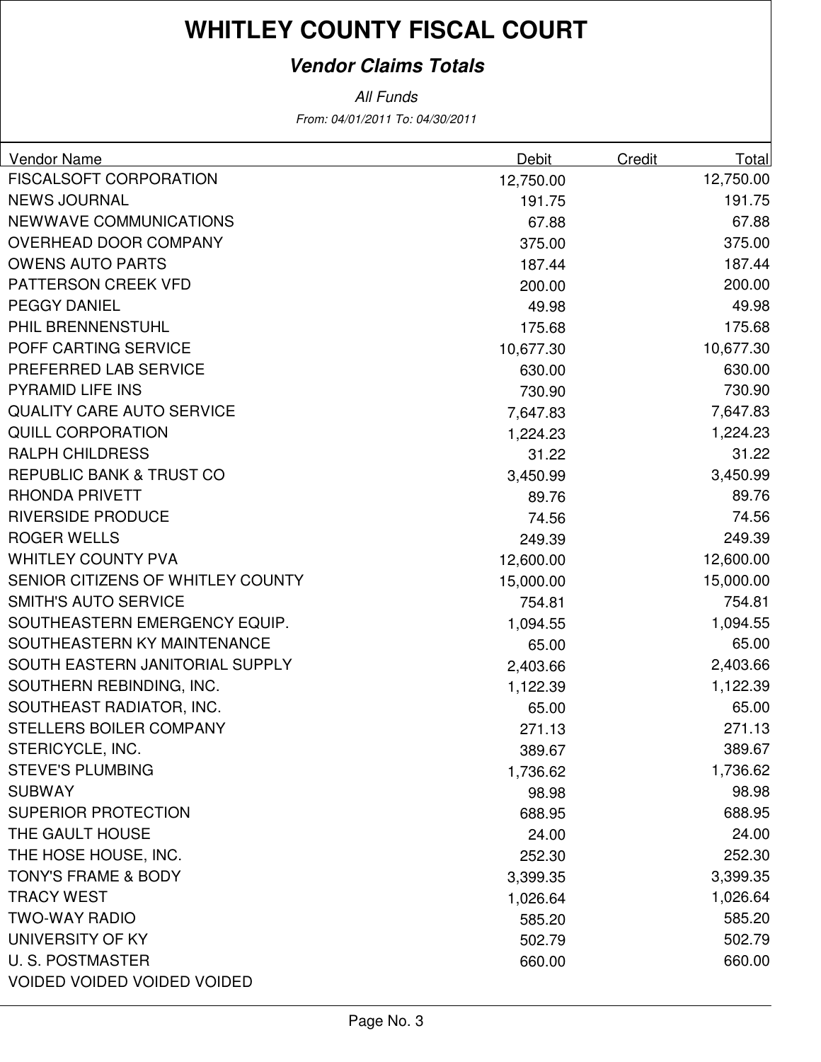# WHITLEY COUNTY FISCAL COURT

## *Vendor Claims Totals*

*All Funds*

*From: 04/01/2011 To: 04/30/2011*

| Vendor Name | Debit | Credit | Total |
|---|---|---|---|
| FISCALSOFT CORPORATION | 12,750.00 | | 12,750.00 |
| NEWS JOURNAL | 191.75 | | 191.75 |
| NEWWAVE COMMUNICATIONS | 67.88 | | 67.88 |
| OVERHEAD DOOR COMPANY | 375.00 | | 375.00 |
| OWENS AUTO PARTS | 187.44 | | 187.44 |
| PATTERSON CREEK VFD | 200.00 | | 200.00 |
| PEGGY DANIEL | 49.98 | | 49.98 |
| PHIL BRENNENSTUHL | 175.68 | | 175.68 |
| POFF CARTING SERVICE | 10,677.30 | | 10,677.30 |
| PREFERRED LAB SERVICE | 630.00 | | 630.00 |
| PYRAMID LIFE INS | 730.90 | | 730.90 |
| QUALITY CARE AUTO SERVICE | 7,647.83 | | 7,647.83 |
| QUILL CORPORATION | 1,224.23 | | 1,224.23 |
| RALPH CHILDRESS | 31.22 | | 31.22 |
| REPUBLIC BANK & TRUST CO | 3,450.99 | | 3,450.99 |
| RHONDA PRIVETT | 89.76 | | 89.76 |
| RIVERSIDE PRODUCE | 74.56 | | 74.56 |
| ROGER WELLS | 249.39 | | 249.39 |
| WHITLEY COUNTY PVA | 12,600.00 | | 12,600.00 |
| SENIOR CITIZENS OF WHITLEY COUNTY | 15,000.00 | | 15,000.00 |
| SMITH'S AUTO SERVICE | 754.81 | | 754.81 |
| SOUTHEASTERN EMERGENCY EQUIP. | 1,094.55 | | 1,094.55 |
| SOUTHEASTERN KY MAINTENANCE | 65.00 | | 65.00 |
| SOUTH EASTERN JANITORIAL SUPPLY | 2,403.66 | | 2,403.66 |
| SOUTHERN REBINDING, INC. | 1,122.39 | | 1,122.39 |
| SOUTHEAST RADIATOR, INC. | 65.00 | | 65.00 |
| STELLERS BOILER COMPANY | 271.13 | | 271.13 |
| STERICYCLE, INC. | 389.67 | | 389.67 |
| STEVE'S PLUMBING | 1,736.62 | | 1,736.62 |
| SUBWAY | 98.98 | | 98.98 |
| SUPERIOR PROTECTION | 688.95 | | 688.95 |
| THE GAULT HOUSE | 24.00 | | 24.00 |
| THE HOSE HOUSE, INC. | 252.30 | | 252.30 |
| TONY'S FRAME & BODY | 3,399.35 | | 3,399.35 |
| TRACY WEST | 1,026.64 | | 1,026.64 |
| TWO-WAY RADIO | 585.20 | | 585.20 |
| UNIVERSITY OF KY | 502.79 | | 502.79 |
| U. S. POSTMASTER | 660.00 | | 660.00 |
| VOIDED VOIDED VOIDED VOIDED | | | |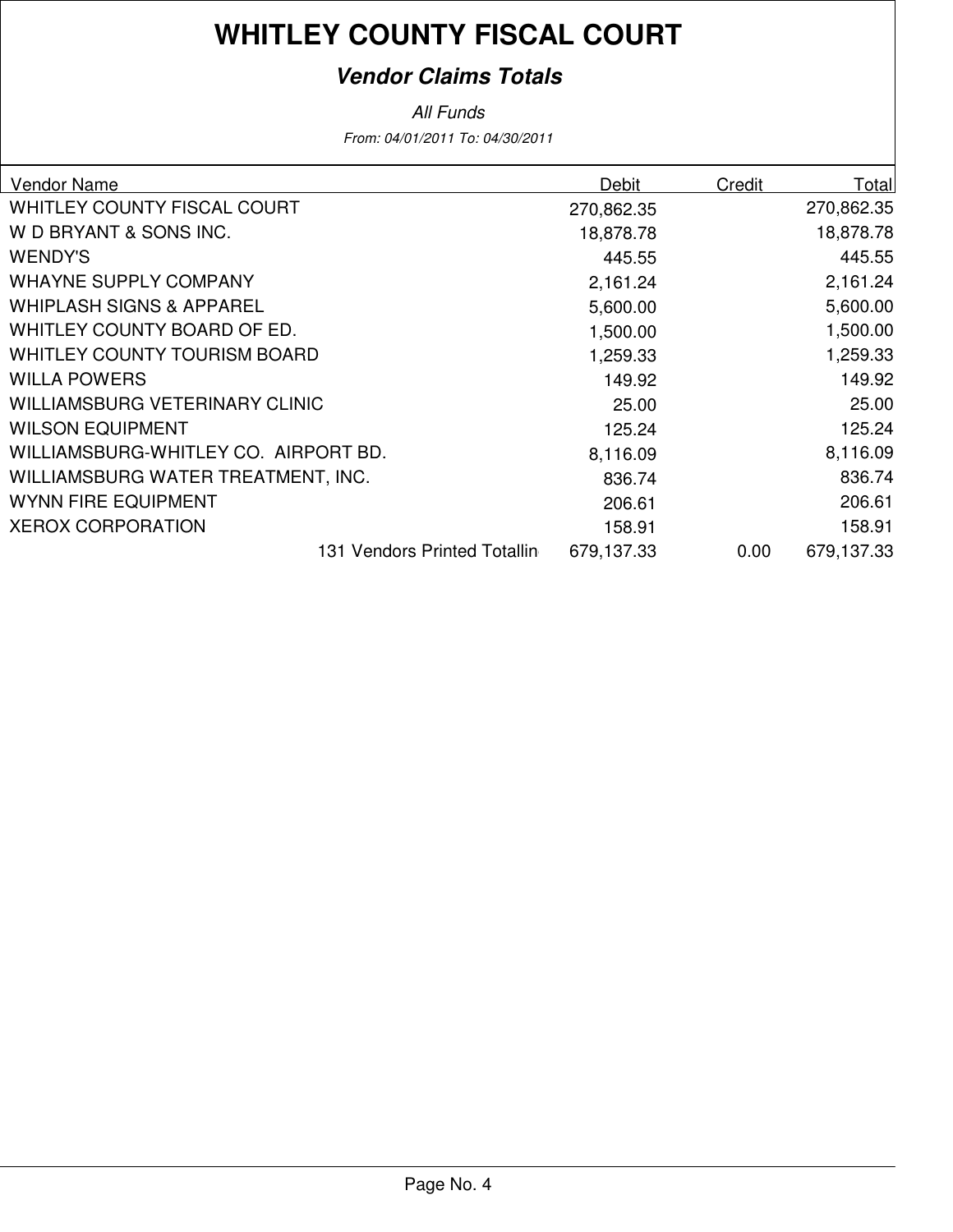# WHITLEY COUNTY FISCAL COURT

## *Vendor Claims Totals*

*All Funds*

*From: 04/01/2011 To: 04/30/2011*

| Vendor Name | Debit | Credit | Total |
|---|---|---|---|
| WHITLEY COUNTY FISCAL COURT | 270,862.35 | | 270,862.35 |
| W D BRYANT & SONS INC. | 18,878.78 | | 18,878.78 |
| WENDY'S | 445.55 | | 445.55 |
| WHAYNE SUPPLY COMPANY | 2,161.24 | | 2,161.24 |
| WHIPLASH SIGNS & APPAREL | 5,600.00 | | 5,600.00 |
| WHITLEY COUNTY BOARD OF ED. | 1,500.00 | | 1,500.00 |
| WHITLEY COUNTY TOURISM BOARD | 1,259.33 | | 1,259.33 |
| WILLA POWERS | 149.92 | | 149.92 |
| WILLIAMSBURG VETERINARY CLINIC | 25.00 | | 25.00 |
| WILSON EQUIPMENT | 125.24 | | 125.24 |
| WILLIAMSBURG-WHITLEY CO. AIRPORT BD. | 8,116.09 | | 8,116.09 |
| WILLIAMSBURG WATER TREATMENT, INC. | 836.74 | | 836.74 |
| WYNN FIRE EQUIPMENT | 206.61 | | 206.61 |
| XEROX CORPORATION | 158.91 | | 158.91 |
| 131 Vendors Printed Totallin | 679,137.33 | 0.00 | 679,137.33 |